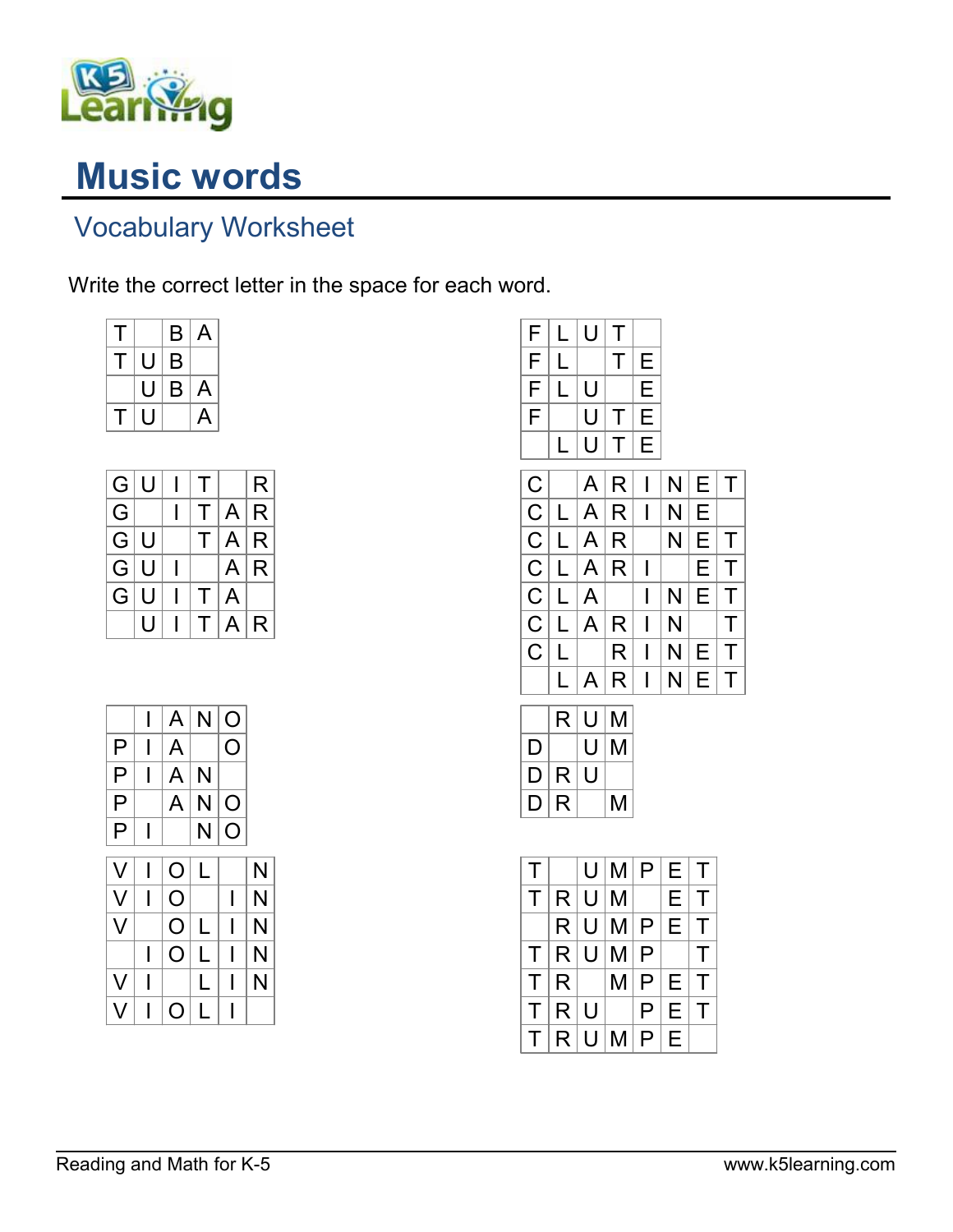# Music words

## Vocabulary Worksheet

Write the correct letter in the space for each word.

| T | | B | A |
|---|---|---|---|
| T | U | B | |
| | U | B | A |
| T | U | | A |

| F | L | U | T | |
|---|---|---|---|---|
| F | L | | T | E |
| F | L | U | | E |
| F | | U | T | E |
| | L | U | T | E |

| G | U | I | T | | R |
|---|---|---|---|---|---|
| G | | I | T | A | R |
| G | U | | T | A | R |
| G | U | I | | A | R |
| G | U | I | T | A | |
| | U | I | T | A | R |

| C | | A | R | I | N | E | T |
|---|---|---|---|---|---|---|---|
| C | L | A | R | I | N | E | |
| C | L | A | R | | N | E | T |
| C | L | A | R | I | | E | T |
| C | L | A | | I | N | E | T |
| C | L | A | R | I | N | | T |
| C | L | | R | I | N | E | T |
| | L | A | R | I | N | E | T |

| | I | A | N | O |
|---|---|---|---|---|
| P | I | A | | O |
| P | I | A | N | |
| P | | A | N | O |
| P | I | | N | O |

| | R | U | M |
|---|---|---|---|
| D | | U | M |
| D | R | U | |
| D | R | | M |

| V | I | O | L | | N |
|---|---|---|---|---|---|
| V | I | O | | I | N |
| V | | O | L | I | N |
| | I | O | L | I | N |
| V | I | | L | I | N |
| V | I | O | L | I | |

| T | | U | M | P | E | T |
|---|---|---|---|---|---|---|
| T | R | U | M | | E | T |
| | R | U | M | P | E | T |
| T | R | U | M | P | | T |
| T | R | | M | P | E | T |
| T | R | U | | P | E | T |
| T | R | U | M | P | E | |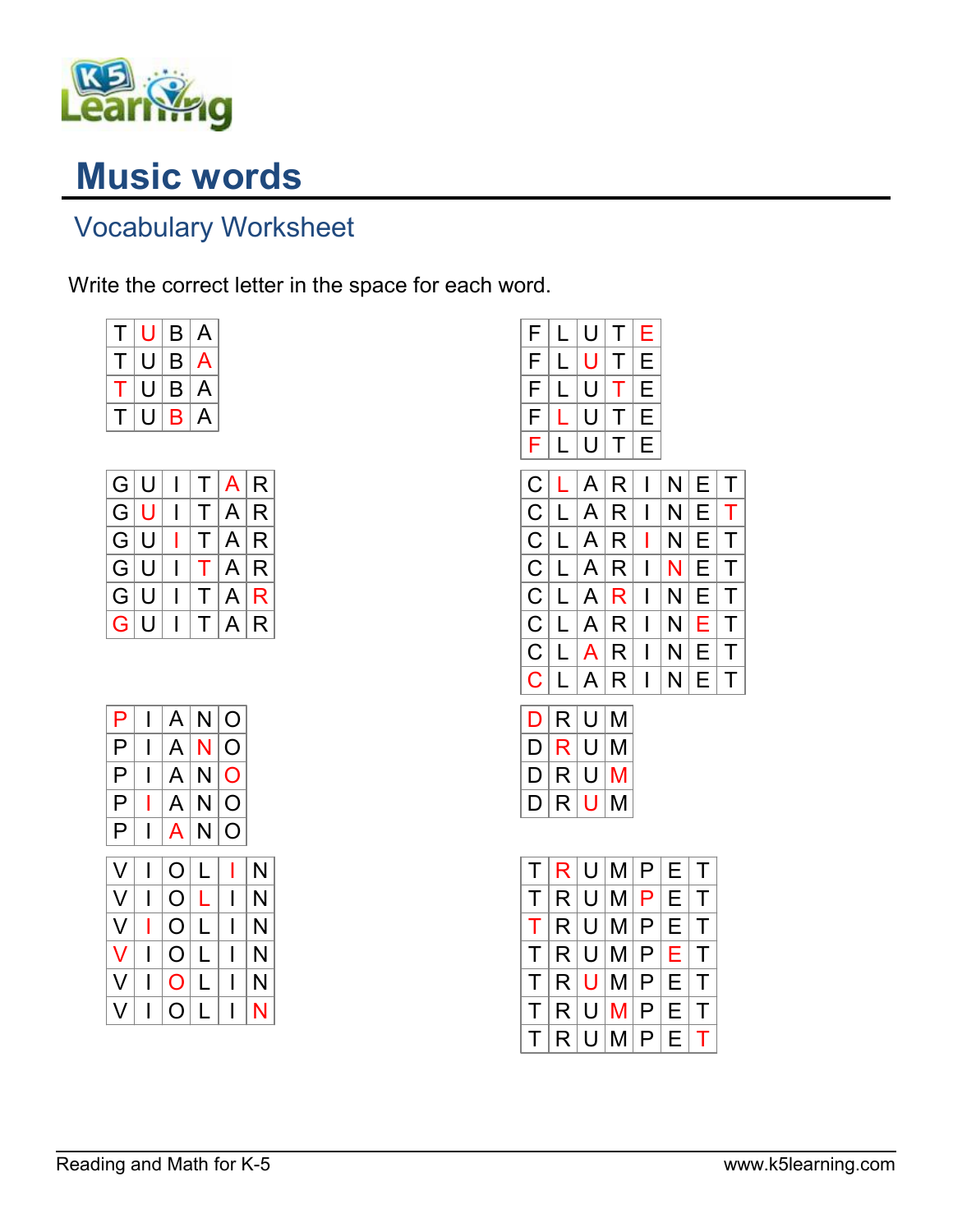# Music words

## Vocabulary Worksheet

Write the correct letter in the space for each word.

| | | | |
|---|---|---|---|
| T | U | B | A |
| T | U | B | A |
| T | U | B | A |
| T | U | B | A |

| | | | | |
|---|---|---|---|---|
| F | L | U | T | E |
| F | L | U | T | E |
| F | L | U | T | E |
| F | L | U | T | E |
| F | L | U | T | E |

| | | | | | |
|---|---|---|---|---|---|
| G | U | I | T | A | R |
| G | U | I | T | A | R |
| G | U | I | T | A | R |
| G | U | I | T | A | R |
| G | U | I | T | A | R |
| G | U | I | T | A | R |

| | | | | | | | |
|---|---|---|---|---|---|---|---|
| C | L | A | R | I | N | E | T |
| C | L | A | R | I | N | E | T |
| C | L | A | R | I | N | E | T |
| C | L | A | R | I | N | E | T |
| C | L | A | R | I | N | E | T |
| C | L | A | R | I | N | E | T |
| C | L | A | R | I | N | E | T |
| C | L | A | R | I | N | E | T |

| | | | | |
|---|---|---|---|---|
| P | I | A | N | O |
| P | I | A | N | O |
| P | I | A | N | O |
| P | I | A | N | O |
| P | I | A | N | O |

| | | | |
|---|---|---|---|
| D | R | U | M |
| D | R | U | M |
| D | R | U | M |
| D | R | U | M |

| | | | | | |
|---|---|---|---|---|---|
| V | I | O | L | I | N |
| V | I | O | L | I | N |
| V | I | O | L | I | N |
| V | I | O | L | I | N |
| V | I | O | L | I | N |
| V | I | O | L | I | N |

| | | | | | | |
|---|---|---|---|---|---|---|
| T | R | U | M | P | E | T |
| T | R | U | M | P | E | T |
| T | R | U | M | P | E | T |
| T | R | U | M | P | E | T |
| T | R | U | M | P | E | T |
| T | R | U | M | P | E | T |
| T | R | U | M | P | E | T |